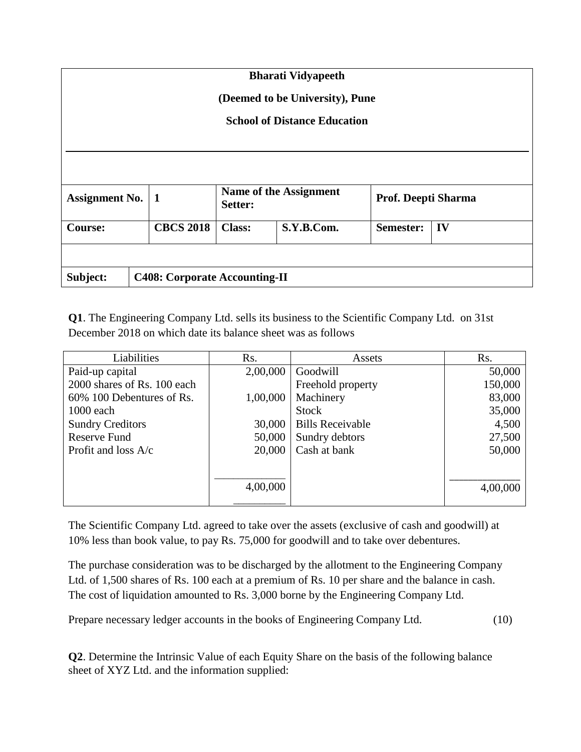**Bharati Vidyapeeth**

**(Deemed to be University), Pune**

**School of Distance Education**

| **Assignment No.** | **1** | **Name of the Assignment Setter:** | | **Prof. Deepti Sharma** | |
|---|---|---|---|---|---|
| **Course:** | **CBCS 2018** | **Class:** | **S.Y.B.Com.** | **Semester:** | **IV** |

| **Subject:** | **C408: Corporate Accounting-II** |
|---|---|

**Q1**. The Engineering Company Ltd. sells its business to the Scientific Company Ltd. on 31st December 2018 on which date its balance sheet was as follows

| Liabilities | Rs. | Assets | Rs. |
|---|---|---|---|
| Paid-up capital | 2,00,000 | Goodwill | 50,000 |
| 2000 shares of Rs. 100 each | | Freehold property | 150,000 |
| 60% 100 Debentures of Rs. | 1,00,000 | Machinery | 83,000 |
| 1000 each | | Stock | 35,000 |
| Sundry Creditors | 30,000 | Bills Receivable | 4,500 |
| Reserve Fund | 50,000 | Sundry debtors | 27,500 |
| Profit and loss A/c | 20,000 | Cash at bank | 50,000 |
| | 4,00,000 | | 4,00,000 |

The Scientific Company Ltd. agreed to take over the assets (exclusive of cash and goodwill) at 10% less than book value, to pay Rs. 75,000 for goodwill and to take over debentures.

The purchase consideration was to be discharged by the allotment to the Engineering Company Ltd. of 1,500 shares of Rs. 100 each at a premium of Rs. 10 per share and the balance in cash. The cost of liquidation amounted to Rs. 3,000 borne by the Engineering Company Ltd.

Prepare necessary ledger accounts in the books of Engineering Company Ltd. (10)

**Q2**. Determine the Intrinsic Value of each Equity Share on the basis of the following balance sheet of XYZ Ltd. and the information supplied: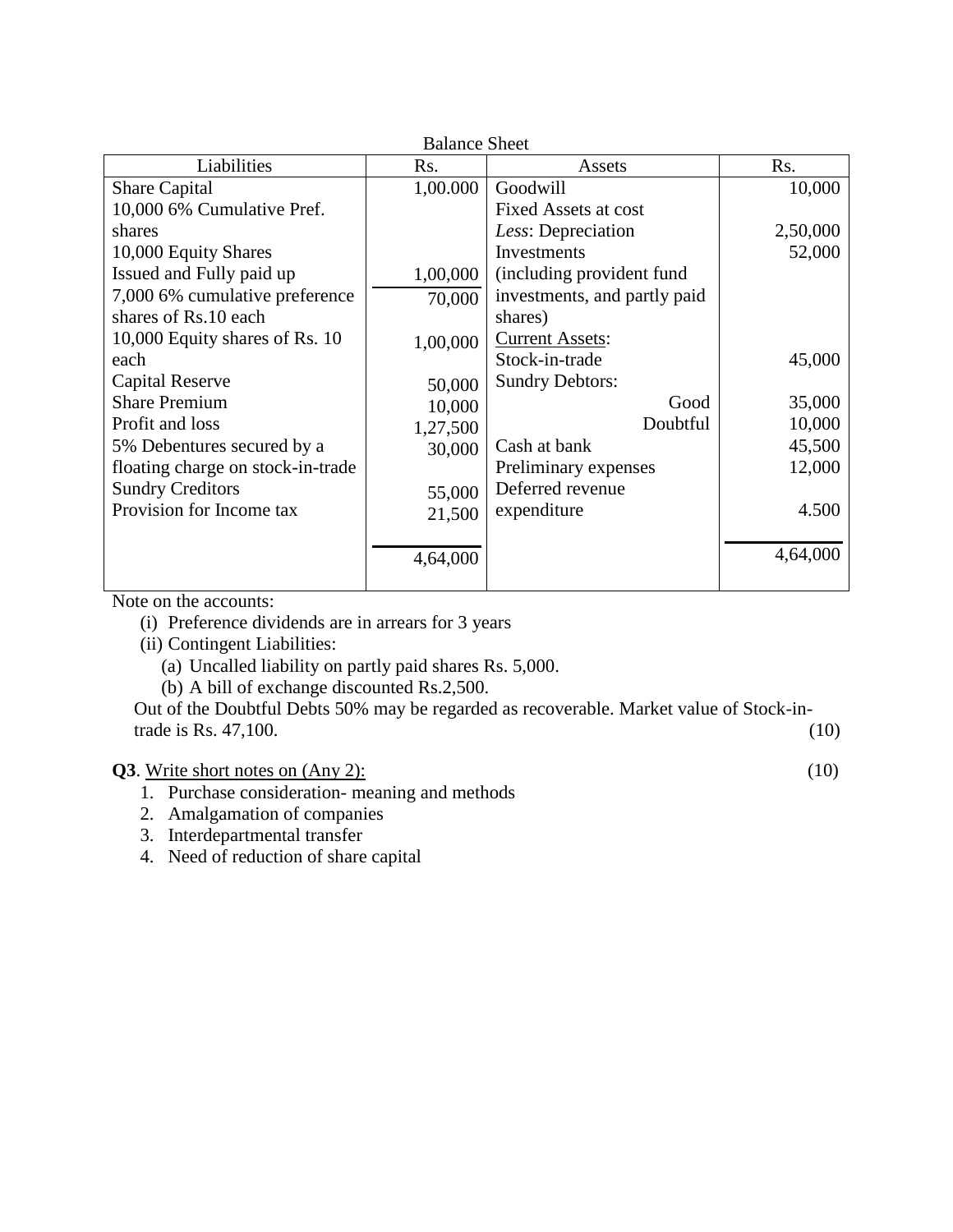Balance Sheet

| Liabilities | Rs. | Assets | Rs. |
|---|---|---|---|
| Share Capital | 1,00.000 | Goodwill | 10,000 |
| 10,000 6% Cumulative Pref. shares | | Fixed Assets at cost | |
| | | *Less*: Depreciation | 2,50,000 |
| 10,000 Equity Shares | | Investments | 52,000 |
| Issued and Fully paid up | 1,00,000 | (including provident fund investments, and partly paid shares) | |
| 7,000 6% cumulative preference shares of Rs.10 each | 70,000 | | |
| 10,000 Equity shares of Rs. 10 each | 1,00,000 | Current Assets: | |
| | | Stock-in-trade | 45,000 |
| Capital Reserve | 50,000 | Sundry Debtors: | |
| Share Premium | 10,000 | Good | 35,000 |
| Profit and loss | 1,27,500 | Doubtful | 10,000 |
| 5% Debentures secured by a floating charge on stock-in-trade | 30,000 | Cash at bank | 45,500 |
| | | Preliminary expenses | 12,000 |
| Sundry Creditors | 55,000 | Deferred revenue | |
| Provision for Income tax | 21,500 | expenditure | 4.500 |
| | 4,64,000 | | 4,64,000 |

Note on the accounts:

(i) Preference dividends are in arrears for 3 years

(ii) Contingent Liabilities:

(a) Uncalled liability on partly paid shares Rs. 5,000.

(b) A bill of exchange discounted Rs.2,500.

Out of the Doubtful Debts 50% may be regarded as recoverable. Market value of Stock-in-trade is Rs. 47,100. (10)

**Q3**. Write short notes on (Any 2): (10)

1. Purchase consideration- meaning and methods
2. Amalgamation of companies
3. Interdepartmental transfer
4. Need of reduction of share capital